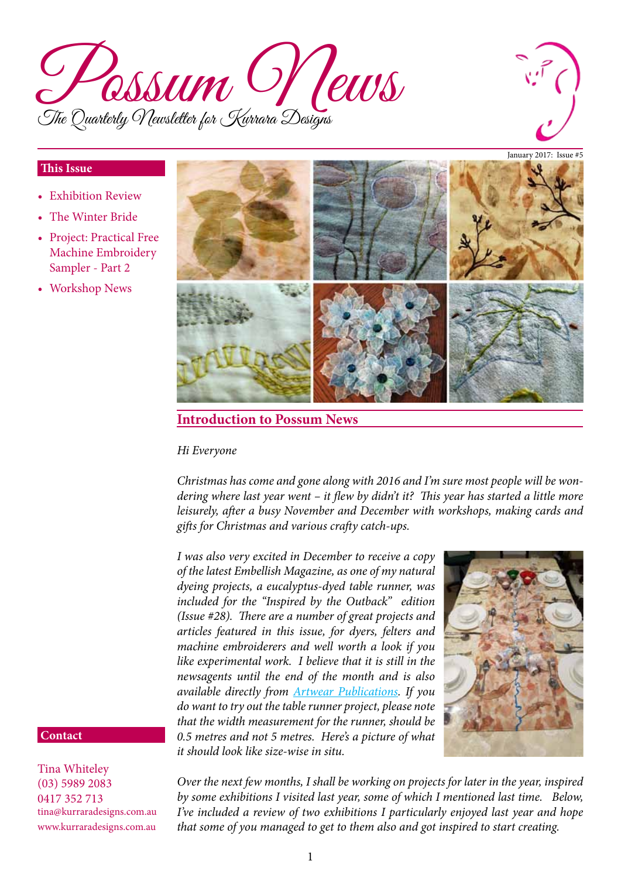# Possum News

The Quarterly Newsletter for Kurrara Designs

January 2017: Issue #5

## This Issue

- Exhibition Review
- The Winter Bride
- Project: Practical Free Machine Embroidery Sampler - Part 2
- Workshop News

## Introduction to Possum News

*Hi Everyone*

*Christmas has come and gone along with 2016 and I'm sure most people will be wondering where last year went – it flew by didn't it? This year has started a little more leisurely, after a busy November and December with workshops, making cards and gifts for Christmas and various crafty catch-ups.*

*I was also very excited in December to receive a copy of the latest Embellish Magazine, as one of my natural dyeing projects, a eucalyptus-dyed table runner, was included for the "Inspired by the Outback" edition (Issue #28). There are a number of great projects and articles featured in this issue, for dyers, felters and machine embroiderers and well worth a look if you like experimental work. I believe that it is still in the newsagents until the end of the month and is also available directly from Artwear Publications. If you do want to try out the table runner project, please note that the width measurement for the runner, should be 0.5 metres and not 5 metres. Here's a picture of what it should look like size-wise in situ.*

*Over the next few months, I shall be working on projects for later in the year, inspired by some exhibitions I visited last year, some of which I mentioned last time. Below, I've included a review of two exhibitions I particularly enjoyed last year and hope that some of you managed to get to them also and got inspired to start creating.*

## Contact

Tina Whiteley
(03) 5989 2083
0417 352 713
tina@kurraradesigns.com.au
www.kurraradesigns.com.au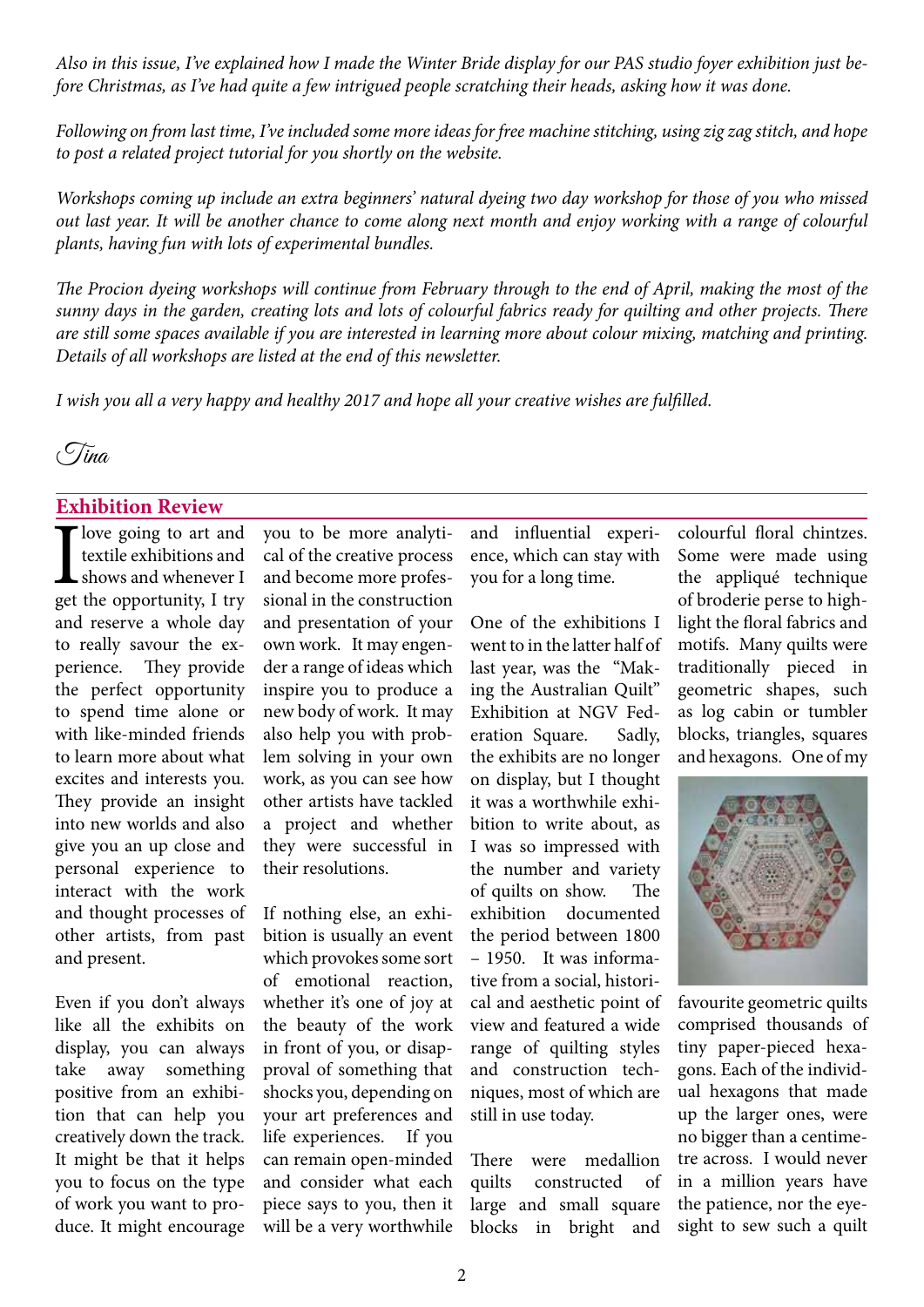*Also in this issue, I've explained how I made the Winter Bride display for our PAS studio foyer exhibition just before Christmas, as I've had quite a few intrigued people scratching their heads, asking how it was done.*

*Following on from last time, I've included some more ideas for free machine stitching, using zig zag stitch, and hope to post a related project tutorial for you shortly on the website.*

*Workshops coming up include an extra beginners' natural dyeing two day workshop for those of you who missed out last year. It will be another chance to come along next month and enjoy working with a range of colourful plants, having fun with lots of experimental bundles.*

*The Procion dyeing workshops will continue from February through to the end of April, making the most of the sunny days in the garden, creating lots and lots of colourful fabrics ready for quilting and other projects. There are still some spaces available if you are interested in learning more about colour mixing, matching and printing. Details of all workshops are listed at the end of this newsletter.*

*I wish you all a very happy and healthy 2017 and hope all your creative wishes are fulfilled.*

*Tina*

## Exhibition Review

I love going to art and textile exhibitions and shows and whenever I get the opportunity, I try and reserve a whole day to really savour the experience. They provide the perfect opportunity to spend time alone or with like-minded friends to learn more about what excites and interests you. They provide an insight into new worlds and also give you an up close and personal experience to interact with the work and thought processes of other artists, from past and present.

Even if you don't always like all the exhibits on display, you can always take away something positive from an exhibition that can help you creatively down the track. It might be that it helps you to focus on the type of work you want to produce. It might encourage you to be more analytical of the creative process and become more professional in the construction and presentation of your own work. It may engender a range of ideas which inspire you to produce a new body of work. It may also help you with problem solving in your own work, as you can see how other artists have tackled a project and whether they were successful in their resolutions.

If nothing else, an exhibition is usually an event which provokes some sort of emotional reaction, whether it's one of joy at the beauty of the work in front of you, or disapproval of something that shocks you, depending on your art preferences and life experiences. If you can remain open-minded and consider what each piece says to you, then it will be a very worthwhile and influential experience, which can stay with you for a long time.

One of the exhibitions I went to in the latter half of last year, was the "Making the Australian Quilt" Exhibition at NGV Federation Square. Sadly, the exhibits are no longer on display, but I thought it was a worthwhile exhibition to write about, as I was so impressed with the number and variety of quilts on show. The exhibition documented the period between 1800 – 1950. It was informative from a social, historical and aesthetic point of view and featured a wide range of quilting styles and construction techniques, most of which are still in use today.

There were medallion quilts constructed of large and small square blocks in bright and colourful floral chintzes. Some were made using the appliqué technique of broderie perse to highlight the floral fabrics and motifs. Many quilts were traditionally pieced in geometric shapes, such as log cabin or tumbler blocks, triangles, squares and hexagons. One of my favourite geometric quilts comprised thousands of tiny paper-pieced hexagons. Each of the individual hexagons that made up the larger ones, were no bigger than a centimetre across. I would never in a million years have the patience, nor the eyesight to sew such a quilt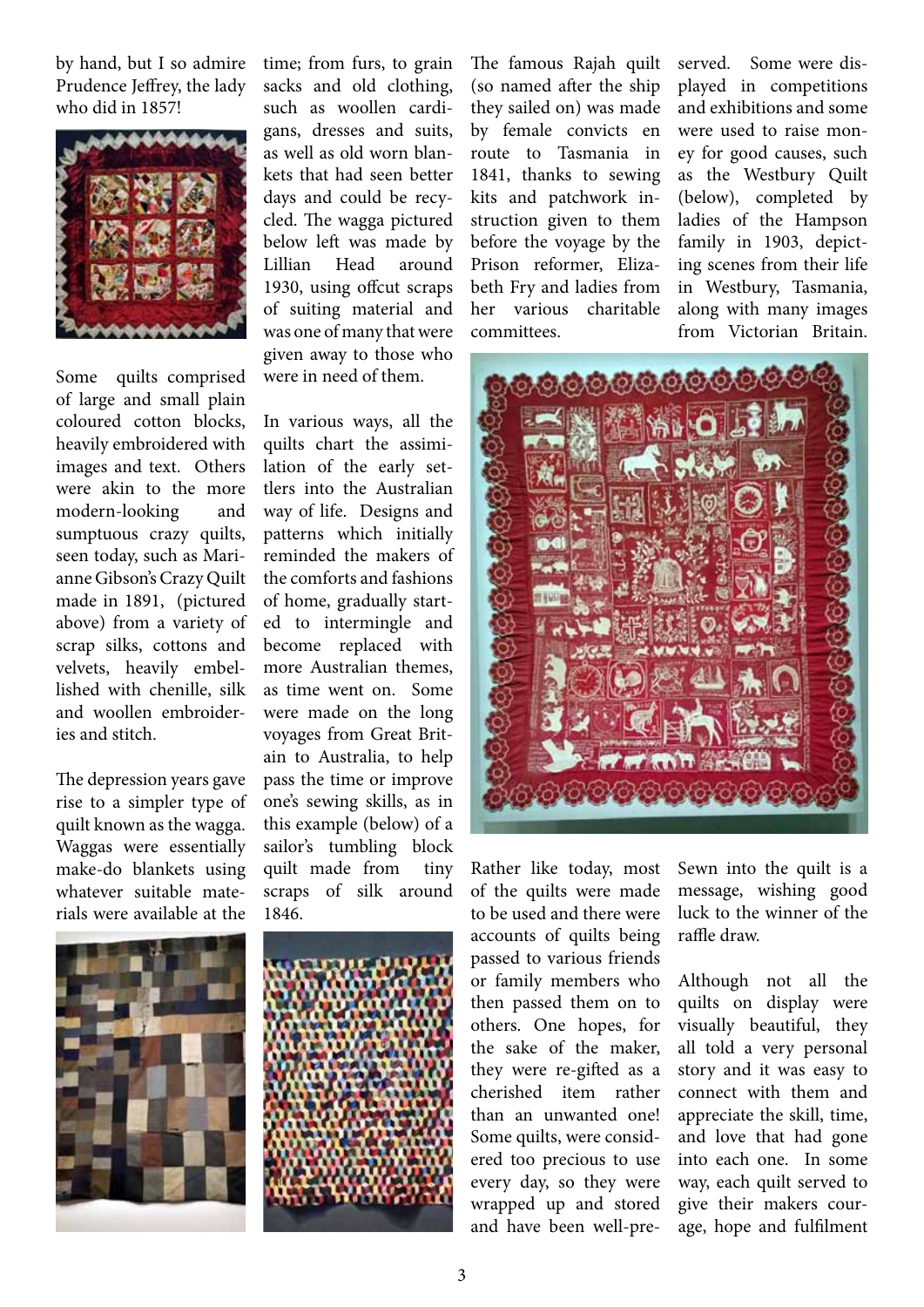by hand, but I so admire Prudence Jeffrey, the lady who did in 1857!

Some quilts comprised of large and small plain coloured cotton blocks, heavily embroidered with images and text. Others were akin to the more modern-looking and sumptuous crazy quilts, seen today, such as Marianne Gibson's Crazy Quilt made in 1891, (pictured above) from a variety of scrap silks, cottons and velvets, heavily embellished with chenille, silk and woollen embroideries and stitch.

The depression years gave rise to a simpler type of quilt known as the wagga. Waggas were essentially make-do blankets using whatever suitable materials were available at the time; from furs, to grain sacks and old clothing, such as woollen cardigans, dresses and suits, as well as old worn blankets that had seen better days and could be recycled. The wagga pictured below left was made by Lillian Head around 1930, using offcut scraps of suiting material and was one of many that were given away to those who were in need of them.

In various ways, all the quilts chart the assimilation of the early settlers into the Australian way of life. Designs and patterns which initially reminded the makers of the comforts and fashions of home, gradually started to intermingle and become replaced with more Australian themes, as time went on. Some were made on the long voyages from Great Britain to Australia, to help pass the time or improve one's sewing skills, as in this example (below) of a sailor's tumbling block quilt made from tiny scraps of silk around 1846.

The famous Rajah quilt (so named after the ship they sailed on) was made by female convicts en route to Tasmania in 1841, thanks to sewing kits and patchwork instruction given to them before the voyage by the Prison reformer, Elizabeth Fry and ladies from her various charitable committees.

Rather like today, most of the quilts were made to be used and there were accounts of quilts being passed to various friends or family members who then passed them on to others. One hopes, for the sake of the maker, they were re-gifted as a cherished item rather than an unwanted one! Some quilts, were considered too precious to use every day, so they were wrapped up and stored and have been well-preserved. Some were displayed in competitions and exhibitions and some were used to raise money for good causes, such as the Westbury Quilt (below), completed by ladies of the Hampson family in 1903, depicting scenes from their life in Westbury, Tasmania, along with many images from Victorian Britain.

Sewn into the quilt is a message, wishing good luck to the winner of the raffle draw.

Although not all the quilts on display were visually beautiful, they all told a very personal story and it was easy to connect with them and appreciate the skill, time, and love that had gone into each one. In some way, each quilt served to give their makers courage, hope and fulfilment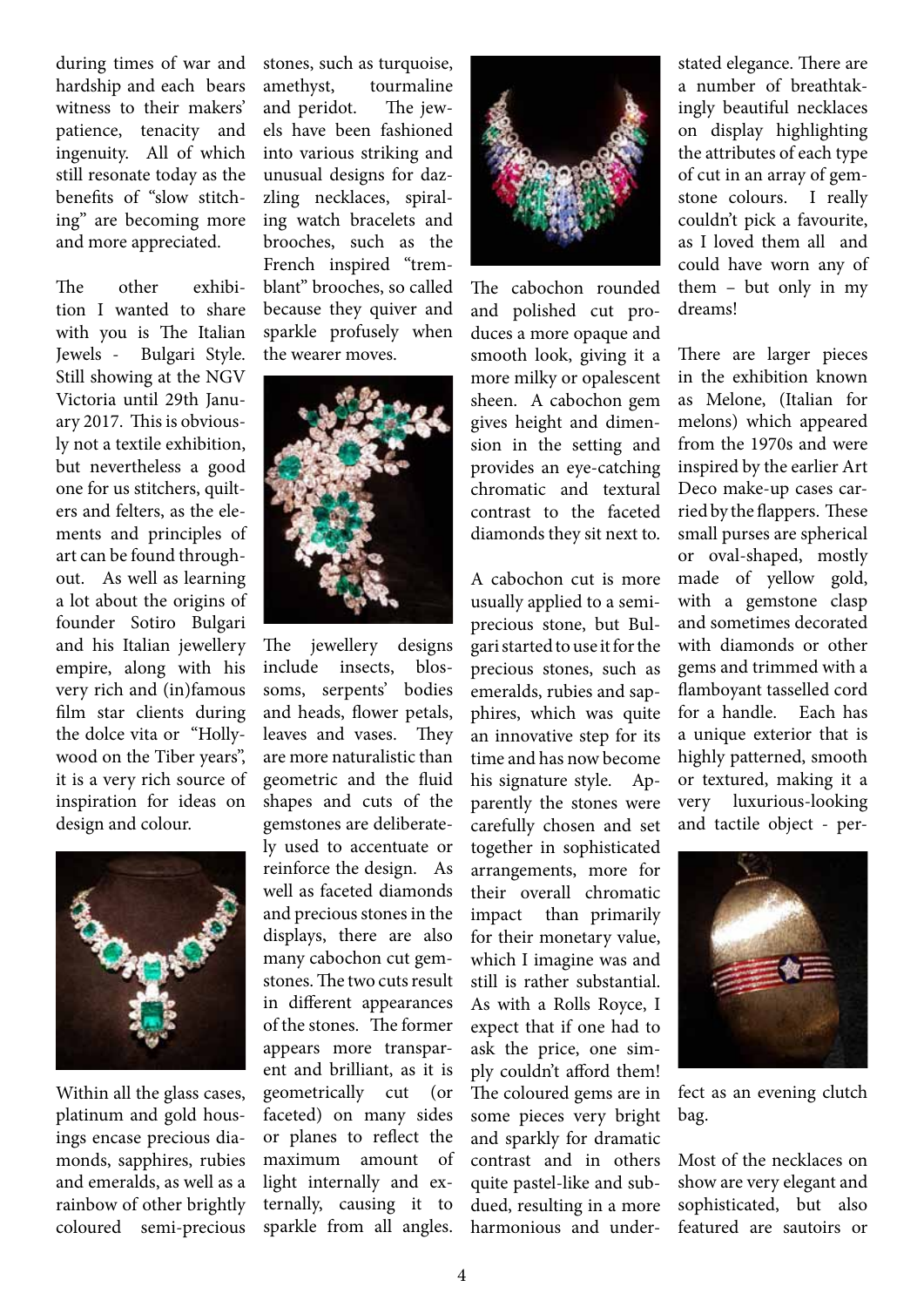during times of war and hardship and each bears witness to their makers' patience, tenacity and ingenuity. All of which still resonate today as the benefits of "slow stitching" are becoming more and more appreciated.

The other exhibition I wanted to share with you is The Italian Jewels - Bulgari Style. Still showing at the NGV Victoria until 29th January 2017. This is obviously not a textile exhibition, but nevertheless a good one for us stitchers, quilters and felters, as the elements and principles of art can be found throughout. As well as learning a lot about the origins of founder Sotiro Bulgari and his Italian jewellery empire, along with his very rich and (in)famous film star clients during the dolce vita or "Hollywood on the Tiber years", it is a very rich source of inspiration for ideas on design and colour.

Within all the glass cases, platinum and gold housings encase precious diamonds, sapphires, rubies and emeralds, as well as a rainbow of other brightly coloured semi-precious stones, such as turquoise, amethyst, tourmaline and peridot. The jewels have been fashioned into various striking and unusual designs for dazzling necklaces, spiraling watch bracelets and brooches, such as the French inspired "tremblant" brooches, so called because they quiver and sparkle profusely when the wearer moves.

The jewellery designs include insects, blossoms, serpents' bodies and heads, flower petals, leaves and vases. They are more naturalistic than geometric and the fluid shapes and cuts of the gemstones are deliberately used to accentuate or reinforce the design. As well as faceted diamonds and precious stones in the displays, there are also many cabochon cut gemstones. The two cuts result in different appearances of the stones. The former appears more transparent and brilliant, as it is geometrically cut (or faceted) on many sides or planes to reflect the maximum amount of light internally and externally, causing it to sparkle from all angles. The cabochon rounded and polished cut produces a more opaque and smooth look, giving it a more milky or opalescent sheen. A cabochon gem gives height and dimension in the setting and provides an eye-catching chromatic and textural contrast to the faceted diamonds they sit next to.

A cabochon cut is more usually applied to a semi-precious stone, but Bulgari started to use it for the precious stones, such as emeralds, rubies and sapphires, which was quite an innovative step for its time and has now become his signature style. Apparently the stones were carefully chosen and set together in sophisticated arrangements, more for their overall chromatic impact than primarily for their monetary value, which I imagine was and still is rather substantial. As with a Rolls Royce, I expect that if one had to ask the price, one simply couldn't afford them! The coloured gems are in some pieces very bright and sparkly for dramatic contrast and in others quite pastel-like and subdued, resulting in a more harmonious and understated elegance. There are a number of breathtakingly beautiful necklaces on display highlighting the attributes of each type of cut in an array of gemstone colours. I really couldn't pick a favourite, as I loved them all and could have worn any of them – but only in my dreams!

There are larger pieces in the exhibition known as Melone, (Italian for melons) which appeared from the 1970s and were inspired by the earlier Art Deco make-up cases carried by the flappers. These small purses are spherical or oval-shaped, mostly made of yellow gold, with a gemstone clasp and sometimes decorated with diamonds or other gems and trimmed with a flamboyant tasselled cord for a handle. Each has a unique exterior that is highly patterned, smooth or textured, making it a very luxurious-looking and tactile object - perfect as an evening clutch bag.

Most of the necklaces on show are very elegant and sophisticated, but also featured are sautoirs or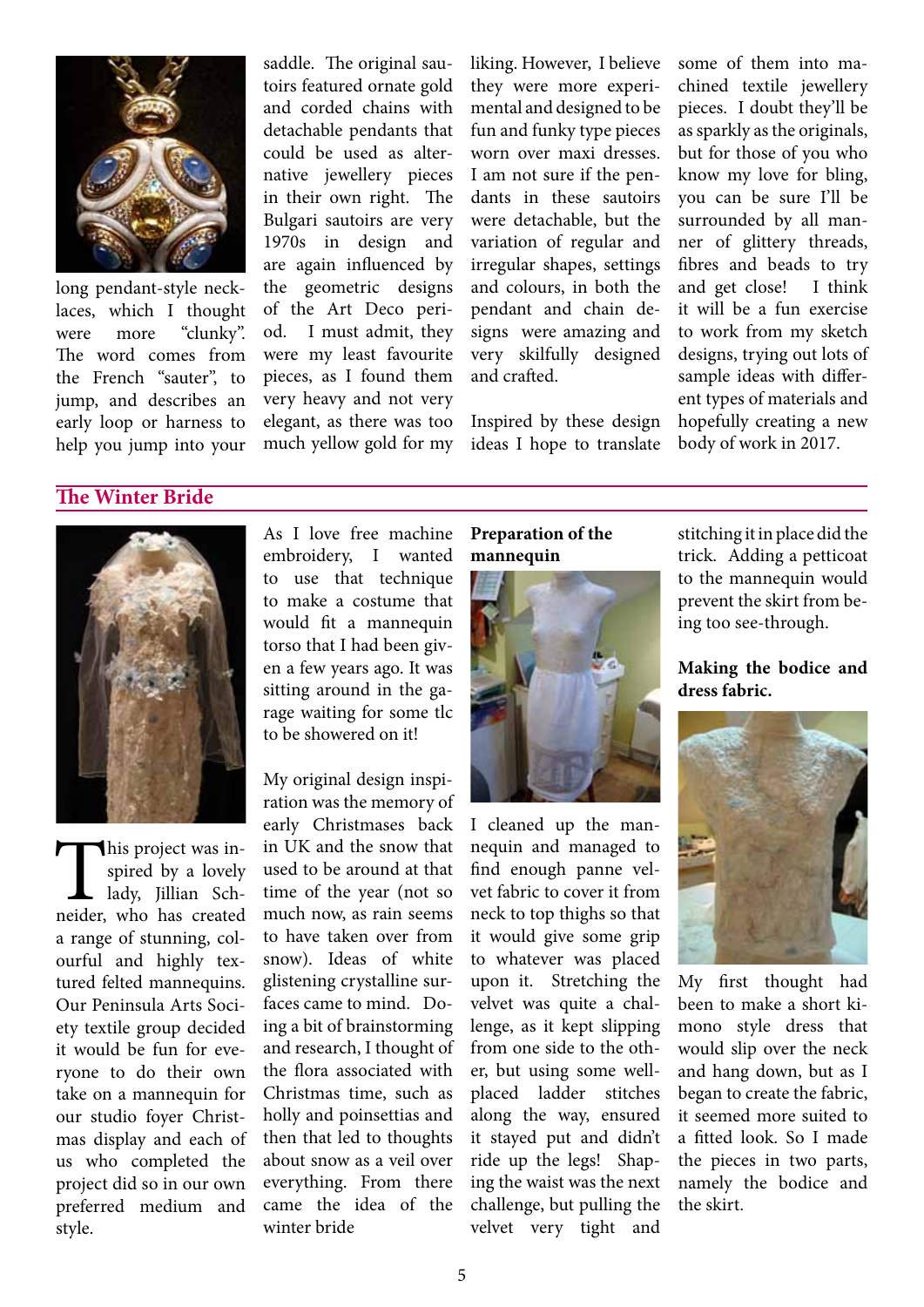long pendant-style necklaces, which I thought were more "clunky". The word comes from the French "sauter", to jump, and describes an early loop or harness to help you jump into your saddle. The original sautoirs featured ornate gold and corded chains with detachable pendants that could be used as alternative jewellery pieces in their own right. The Bulgari sautoirs are very 1970s in design and are again influenced by the geometric designs of the Art Deco period. I must admit, they were my least favourite pieces, as I found them very heavy and not very elegant, as there was too much yellow gold for my liking. However, I believe they were more experimental and designed to be fun and funky type pieces worn over maxi dresses. I am not sure if the pendants in these sautoirs were detachable, but the variation of regular and irregular shapes, settings and colours, in both the pendant and chain designs were amazing and very skilfully designed and crafted.

Inspired by these design ideas I hope to translate some of them into machined textile jewellery pieces. I doubt they'll be as sparkly as the originals, but for those of you who know my love for bling, you can be sure I'll be surrounded by all manner of glittery threads, fibres and beads to try and get close! I think it will be a fun exercise to work from my sketch designs, trying out lots of sample ideas with different types of materials and hopefully creating a new body of work in 2017.

## The Winter Bride

This project was inspired by a lovely lady, Jillian Schneider, who has created a range of stunning, colourful and highly textured felted mannequins. Our Peninsula Arts Society textile group decided it would be fun for everyone to do their own take on a mannequin for our studio foyer Christmas display and each of us who completed the project did so in our own preferred medium and style.

As I love free machine embroidery, I wanted to use that technique to make a costume that would fit a mannequin torso that I had been given a few years ago. It was sitting around in the garage waiting for some tlc to be showered on it!

My original design inspiration was the memory of early Christmases back in UK and the snow that used to be around at that time of the year (not so much now, as rain seems to have taken over from snow). Ideas of white glistening crystalline surfaces came to mind. Doing a bit of brainstorming and research, I thought of the flora associated with Christmas time, such as holly and poinsettias and then that led to thoughts about snow as a veil over everything. From there came the idea of the winter bride

**Preparation of the mannequin**

I cleaned up the mannequin and managed to find enough panne velvet fabric to cover it from neck to top thighs so that it would give some grip to whatever was placed upon it. Stretching the velvet was quite a challenge, as it kept slipping from one side to the other, but using some well-placed ladder stitches along the way, ensured it stayed put and didn't ride up the legs! Shaping the waist was the next challenge, but pulling the velvet very tight and stitching it in place did the trick. Adding a petticoat to the mannequin would prevent the skirt from being too see-through.

**Making the bodice and dress fabric.**

My first thought had been to make a short kimono style dress that would slip over the neck and hang down, but as I began to create the fabric, it seemed more suited to a fitted look. So I made the pieces in two parts, namely the bodice and the skirt.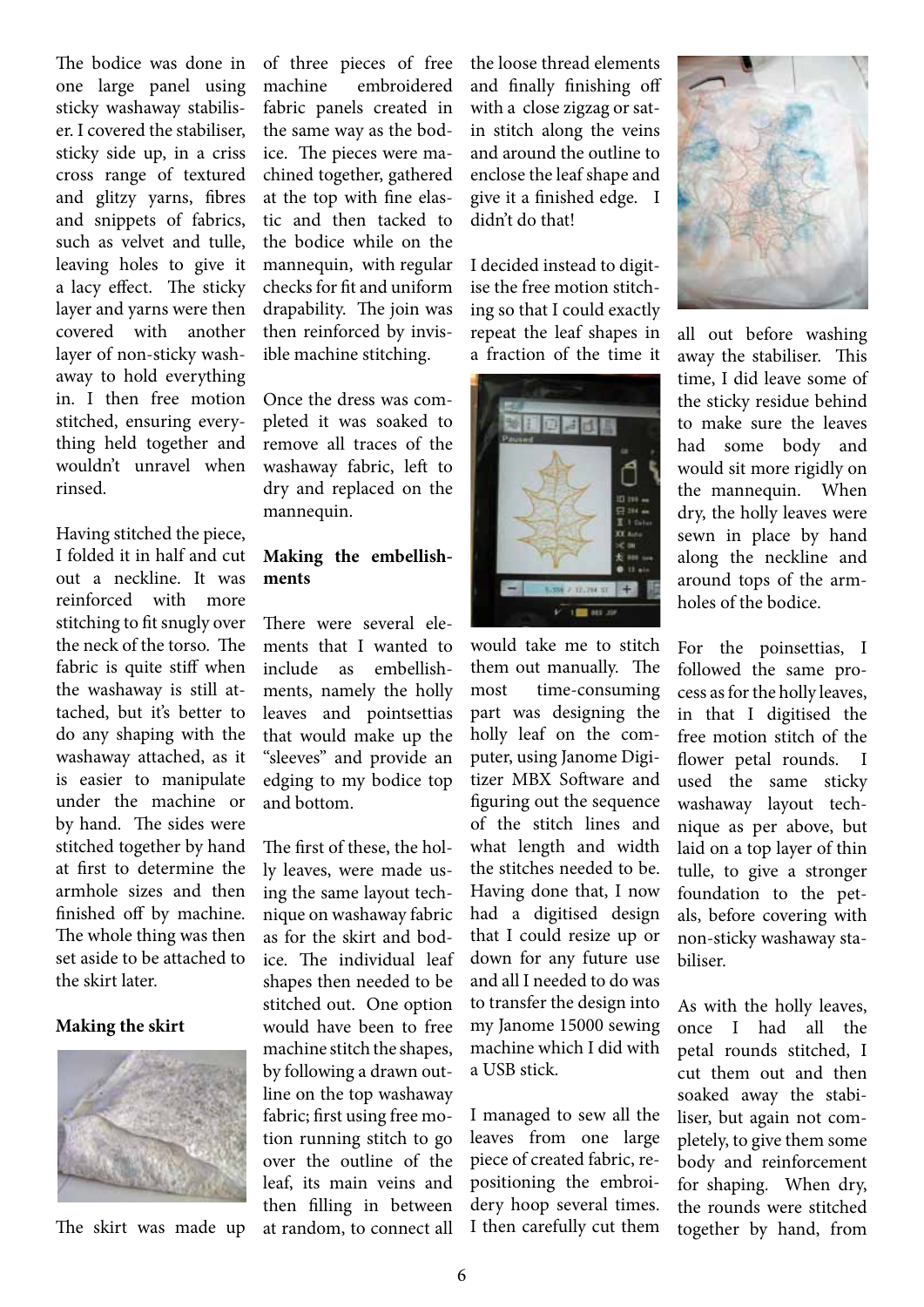The bodice was done in one large panel using sticky washaway stabiliser. I covered the stabiliser, sticky side up, in a criss cross range of textured and glitzy yarns, fibres and snippets of fabrics, such as velvet and tulle, leaving holes to give it a lacy effect. The sticky layer and yarns were then covered with another layer of non-sticky washaway to hold everything in. I then free motion stitched, ensuring everything held together and wouldn't unravel when rinsed.

Having stitched the piece, I folded it in half and cut out a neckline. It was reinforced with more stitching to fit snugly over the neck of the torso. The fabric is quite stiff when the washaway is still attached, but it's better to do any shaping with the washaway attached, as it is easier to manipulate under the machine or by hand. The sides were stitched together by hand at first to determine the armhole sizes and then finished off by machine. The whole thing was then set aside to be attached to the skirt later.

**Making the skirt**

The skirt was made up of three pieces of free machine embroidered fabric panels created in the same way as the bodice. The pieces were machined together, gathered at the top with fine elastic and then tacked to the bodice while on the mannequin, with regular checks for fit and uniform drapability. The join was then reinforced by invisible machine stitching.

Once the dress was completed it was soaked to remove all traces of the washaway fabric, left to dry and replaced on the mannequin.

**Making the embellishments**

There were several elements that I wanted to include as embellishments, namely the holly leaves and pointsettias that would make up the "sleeves" and provide an edging to my bodice top and bottom.

The first of these, the holly leaves, were made using the same layout technique on washaway fabric as for the skirt and bodice. The individual leaf shapes then needed to be stitched out. One option would have been to free machine stitch the shapes, by following a drawn outline on the top washaway fabric; first using free motion running stitch to go over the outline of the leaf, its main veins and then filling in between at random, to connect all the loose thread elements and finally finishing off with a close zigzag or satin stitch along the veins and around the outline to enclose the leaf shape and give it a finished edge. I didn't do that!

I decided instead to digitise the free motion stitching so that I could exactly repeat the leaf shapes in a fraction of the time it would take me to stitch them out manually. The most time-consuming part was designing the holly leaf on the computer, using Janome Digitizer MBX Software and figuring out the sequence of the stitch lines and what length and width the stitches needed to be. Having done that, I now had a digitised design that I could resize up or down for any future use and all I needed to do was to transfer the design into my Janome 15000 sewing machine which I did with a USB stick.

I managed to sew all the leaves from one large piece of created fabric, repositioning the embroidery hoop several times. I then carefully cut them all out before washing away the stabiliser. This time, I did leave some of the sticky residue behind to make sure the leaves had some body and would sit more rigidly on the mannequin. When dry, the holly leaves were sewn in place by hand along the neckline and around tops of the armholes of the bodice.

For the poinsettias, I followed the same process as for the holly leaves, in that I digitised the free motion stitch of the flower petal rounds. I used the same sticky washaway layout technique as per above, but laid on a top layer of thin tulle, to give a stronger foundation to the petals, before covering with non-sticky washaway stabiliser.

As with the holly leaves, once I had all the petal rounds stitched, I cut them out and then soaked away the stabiliser, but again not completely, to give them some body and reinforcement for shaping. When dry, the rounds were stitched together by hand, from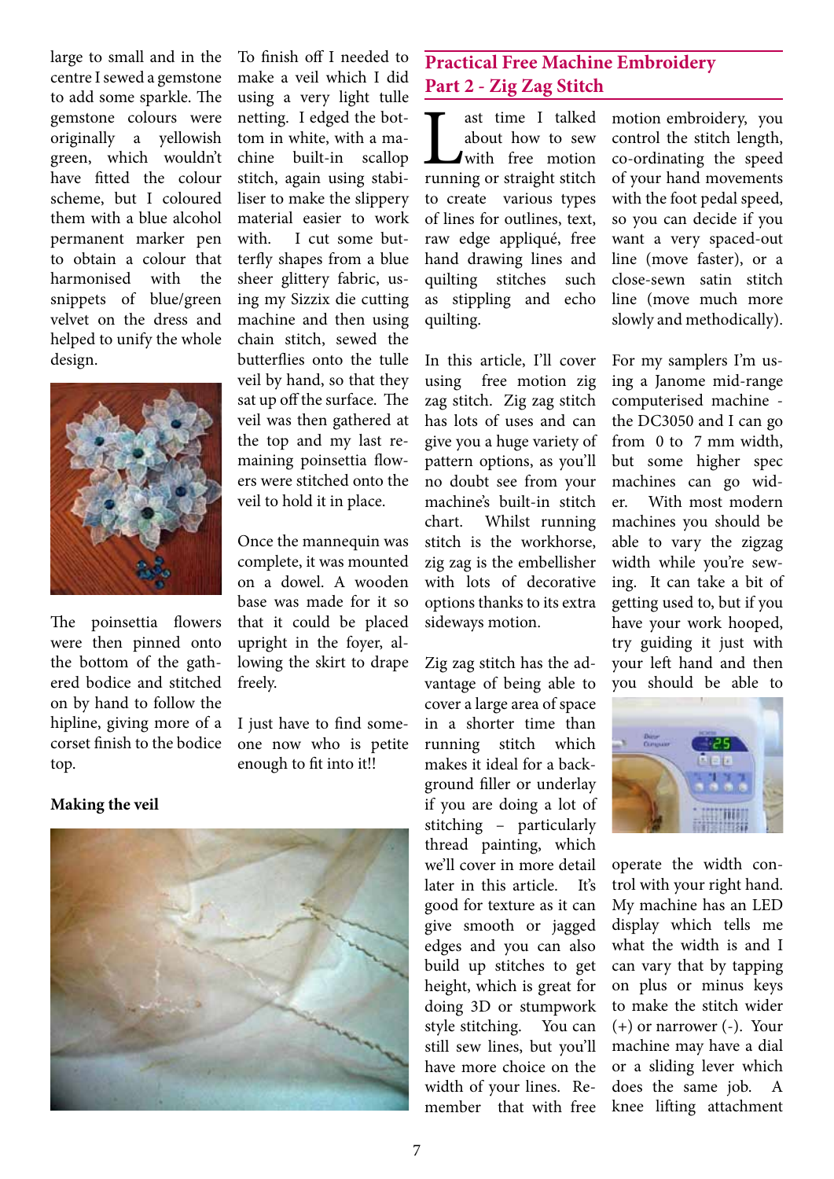large to small and in the centre I sewed a gemstone to add some sparkle. The gemstone colours were originally a yellowish green, which wouldn't have fitted the colour scheme, but I coloured them with a blue alcohol permanent marker pen to obtain a colour that harmonised with the snippets of blue/green velvet on the dress and helped to unify the whole design.

The poinsettia flowers were then pinned onto the bottom of the gathered bodice and stitched on by hand to follow the hipline, giving more of a corset finish to the bodice top.

**Making the veil**

To finish off I needed to make a veil which I did using a very light tulle netting. I edged the bottom in white, with a machine built-in scallop stitch, again using stabiliser to make the slippery material easier to work with. I cut some butterfly shapes from a blue sheer glittery fabric, using my Sizzix die cutting machine and then using chain stitch, sewed the butterflies onto the tulle veil by hand, so that they sat up off the surface. The veil was then gathered at the top and my last remaining poinsettia flowers were stitched onto the veil to hold it in place.

Once the mannequin was complete, it was mounted on a dowel. A wooden base was made for it so that it could be placed upright in the foyer, allowing the skirt to drape freely.

I just have to find someone now who is petite enough to fit into it!!

## Practical Free Machine Embroidery Part 2 - Zig Zag Stitch

Last time I talked about how to sew with free motion running or straight stitch to create various types of lines for outlines, text, raw edge appliqué, free hand drawing lines and quilting stitches such as stippling and echo quilting.

In this article, I'll cover using free motion zig zag stitch. Zig zag stitch has lots of uses and can give you a huge variety of pattern options, as you'll no doubt see from your machine's built-in stitch chart. Whilst running stitch is the workhorse, zig zag is the embellisher with lots of decorative options thanks to its extra sideways motion.

Zig zag stitch has the advantage of being able to cover a large area of space in a shorter time than running stitch which makes it ideal for a background filler or underlay if you are doing a lot of stitching – particularly thread painting, which we'll cover in more detail later in this article. It's good for texture as it can give smooth or jagged edges and you can also build up stitches to get height, which is great for doing 3D or stumpwork style stitching. You can still sew lines, but you'll have more choice on the width of your lines. Remember that with free motion embroidery, you control the stitch length, co-ordinating the speed of your hand movements with the foot pedal speed, so you can decide if you want a very spaced-out line (move faster), or a close-sewn satin stitch line (move much more slowly and methodically).

For my samplers I'm using a Janome mid-range computerised machine - the DC3050 and I can go from 0 to 7 mm width, but some higher spec machines can go wider. With most modern machines you should be able to vary the zigzag width while you're sewing. It can take a bit of getting used to, but if you have your work hooped, try guiding it just with your left hand and then you should be able to operate the width control with your right hand. My machine has an LED display which tells me what the width is and I can vary that by tapping on plus or minus keys to make the stitch wider (+) or narrower (-). Your machine may have a dial or a sliding lever which does the same job. A knee lifting attachment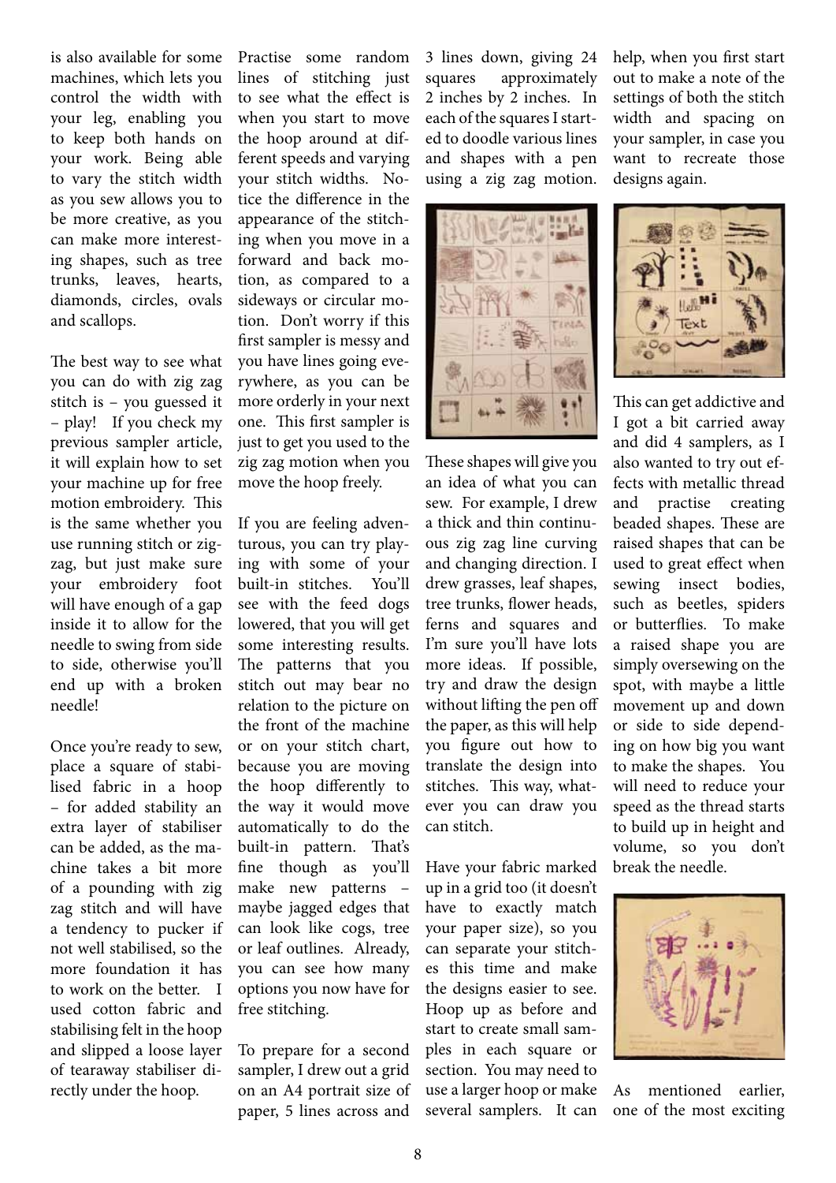is also available for some machines, which lets you control the width with your leg, enabling you to keep both hands on your work. Being able to vary the stitch width as you sew allows you to be more creative, as you can make more interesting shapes, such as tree trunks, leaves, hearts, diamonds, circles, ovals and scallops.

The best way to see what you can do with zig zag stitch is – you guessed it – play! If you check my previous sampler article, it will explain how to set your machine up for free motion embroidery. This is the same whether you use running stitch or zig-zag, but just make sure your embroidery foot will have enough of a gap inside it to allow for the needle to swing from side to side, otherwise you'll end up with a broken needle!

Once you're ready to sew, place a square of stabilised fabric in a hoop – for added stability an extra layer of stabiliser can be added, as the machine takes a bit more of a pounding with zig zag stitch and will have a tendency to pucker if not well stabilised, so the more foundation it has to work on the better. I used cotton fabric and stabilising felt in the hoop and slipped a loose layer of tearaway stabiliser directly under the hoop.

Practise some random lines of stitching just to see what the effect is when you start to move the hoop around at different speeds and varying your stitch widths. Notice the difference in the appearance of the stitching when you move in a forward and back motion, as compared to a sideways or circular motion. Don't worry if this first sampler is messy and you have lines going everywhere, as you can be more orderly in your next one. This first sampler is just to get you used to the zig zag motion when you move the hoop freely.

If you are feeling adventurous, you can try playing with some of your built-in stitches. You'll see with the feed dogs lowered, that you will get some interesting results. The patterns that you stitch out may bear no relation to the picture on the front of the machine or on your stitch chart, because you are moving the hoop differently to the way it would move automatically to do the built-in pattern. That's fine though as you'll make new patterns – maybe jagged edges that can look like cogs, tree or leaf outlines. Already, you can see how many options you now have for free stitching.

To prepare for a second sampler, I drew out a grid on an A4 portrait size of paper, 5 lines across and 3 lines down, giving 24 squares approximately 2 inches by 2 inches. In each of the squares I started to doodle various lines and shapes with a pen using a zig zag motion.

These shapes will give you an idea of what you can sew. For example, I drew a thick and thin continuous zig zag line curving and changing direction. I drew grasses, leaf shapes, tree trunks, flower heads, ferns and squares and I'm sure you'll have lots more ideas. If possible, try and draw the design without lifting the pen off the paper, as this will help you figure out how to translate the design into stitches. This way, whatever you can draw you can stitch.

Have your fabric marked up in a grid too (it doesn't have to exactly match your paper size), so you can separate your stitches this time and make the designs easier to see. Hoop up as before and start to create small samples in each square or section. You may need to use a larger hoop or make several samplers. It can help, when you first start out to make a note of the settings of both the stitch width and spacing on your sampler, in case you want to recreate those designs again.

This can get addictive and I got a bit carried away and did 4 samplers, as I also wanted to try out effects with metallic thread and practise creating beaded shapes. These are raised shapes that can be used to great effect when sewing insect bodies, such as beetles, spiders or butterflies. To make a raised shape you are simply oversewing on the spot, with maybe a little movement up and down or side to side depending on how big you want to make the shapes. You will need to reduce your speed as the thread starts to build up in height and volume, so you don't break the needle.

As mentioned earlier, one of the most exciting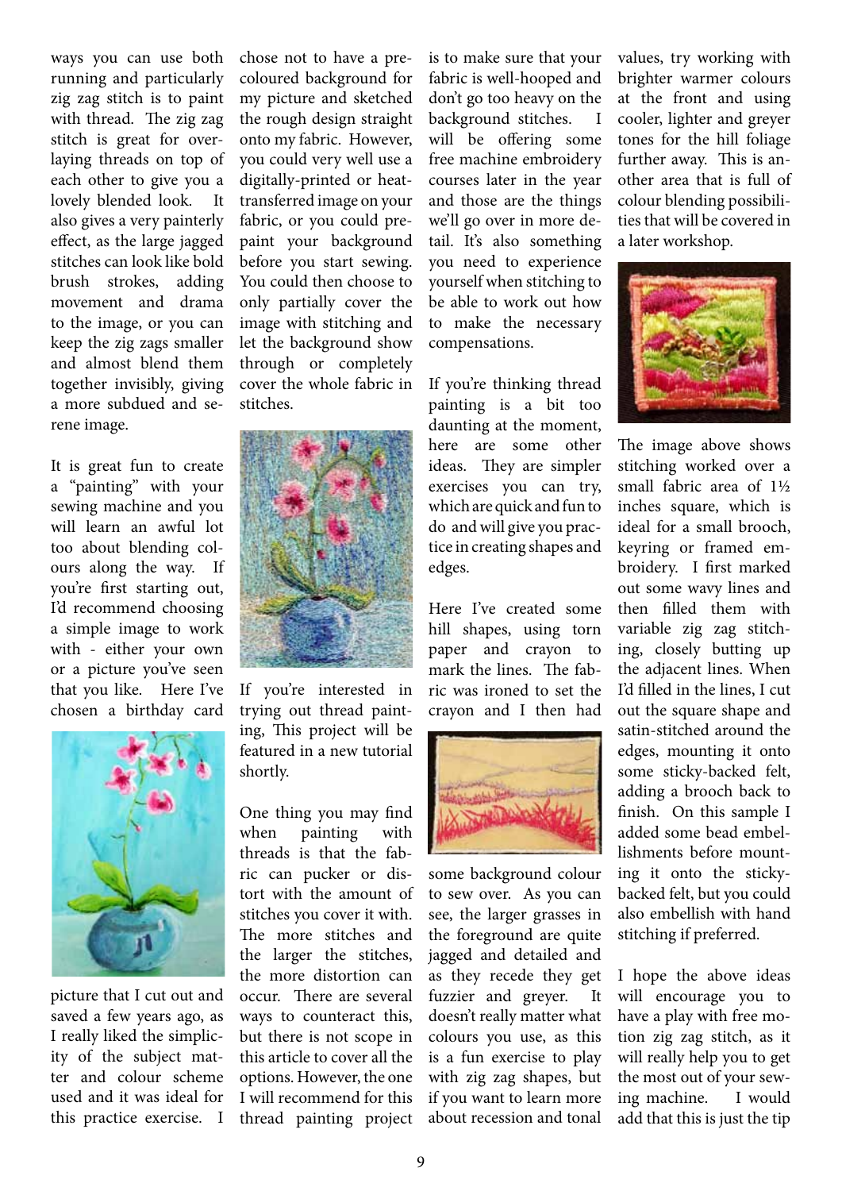ways you can use both running and particularly zig zag stitch is to paint with thread. The zig zag stitch is great for overlaying threads on top of each other to give you a lovely blended look. It also gives a very painterly effect, as the large jagged stitches can look like bold brush strokes, adding movement and drama to the image, or you can keep the zig zags smaller and almost blend them together invisibly, giving a more subdued and serene image.

It is great fun to create a "painting" with your sewing machine and you will learn an awful lot too about blending colours along the way. If you're first starting out, I'd recommend choosing a simple image to work with - either your own or a picture you've seen that you like. Here I've chosen a birthday card picture that I cut out and saved a few years ago, as I really liked the simplicity of the subject matter and colour scheme used and it was ideal for this practice exercise. I chose not to have a precoloured background for my picture and sketched the rough design straight onto my fabric. However, you could very well use a digitally-printed or heat-transferred image on your fabric, or you could prepaint your background before you start sewing. You could then choose to only partially cover the image with stitching and let the background show through or completely cover the whole fabric in stitches.

If you're interested in trying out thread painting, This project will be featured in a new tutorial shortly.

One thing you may find when painting with threads is that the fabric can pucker or distort with the amount of stitches you cover it with. The more stitches and the larger the stitches, the more distortion can occur. There are several ways to counteract this, but there is not scope in this article to cover all the options. However, the one I will recommend for this thread painting project is to make sure that your fabric is well-hooped and don't go too heavy on the background stitches. I will be offering some free machine embroidery courses later in the year and those are the things we'll go over in more detail. It's also something you need to experience yourself when stitching to be able to work out how to make the necessary compensations.

If you're thinking thread painting is a bit too daunting at the moment, here are some other ideas. They are simpler exercises you can try, which are quick and fun to do and will give you practice in creating shapes and edges.

Here I've created some hill shapes, using torn paper and crayon to mark the lines. The fabric was ironed to set the crayon and I then had some background colour to sew over. As you can see, the larger grasses in the foreground are quite jagged and detailed and as they recede they get fuzzier and greyer. It doesn't really matter what colours you use, as this is a fun exercise to play with zig zag shapes, but if you want to learn more about recession and tonal values, try working with brighter warmer colours at the front and using cooler, lighter and greyer tones for the hill foliage further away. This is another area that is full of colour blending possibilities that will be covered in a later workshop.

The image above shows stitching worked over a small fabric area of 1½ inches square, which is ideal for a small brooch, keyring or framed embroidery. I first marked out some wavy lines and then filled them with variable zig zag stitching, closely butting up the adjacent lines. When I'd filled in the lines, I cut out the square shape and satin-stitched around the edges, mounting it onto some sticky-backed felt, adding a brooch back to finish. On this sample I added some bead embellishments before mounting it onto the sticky-backed felt, but you could also embellish with hand stitching if preferred.

I hope the above ideas will encourage you to have a play with free motion zig zag stitch, as it will really help you to get the most out of your sewing machine. I would add that this is just the tip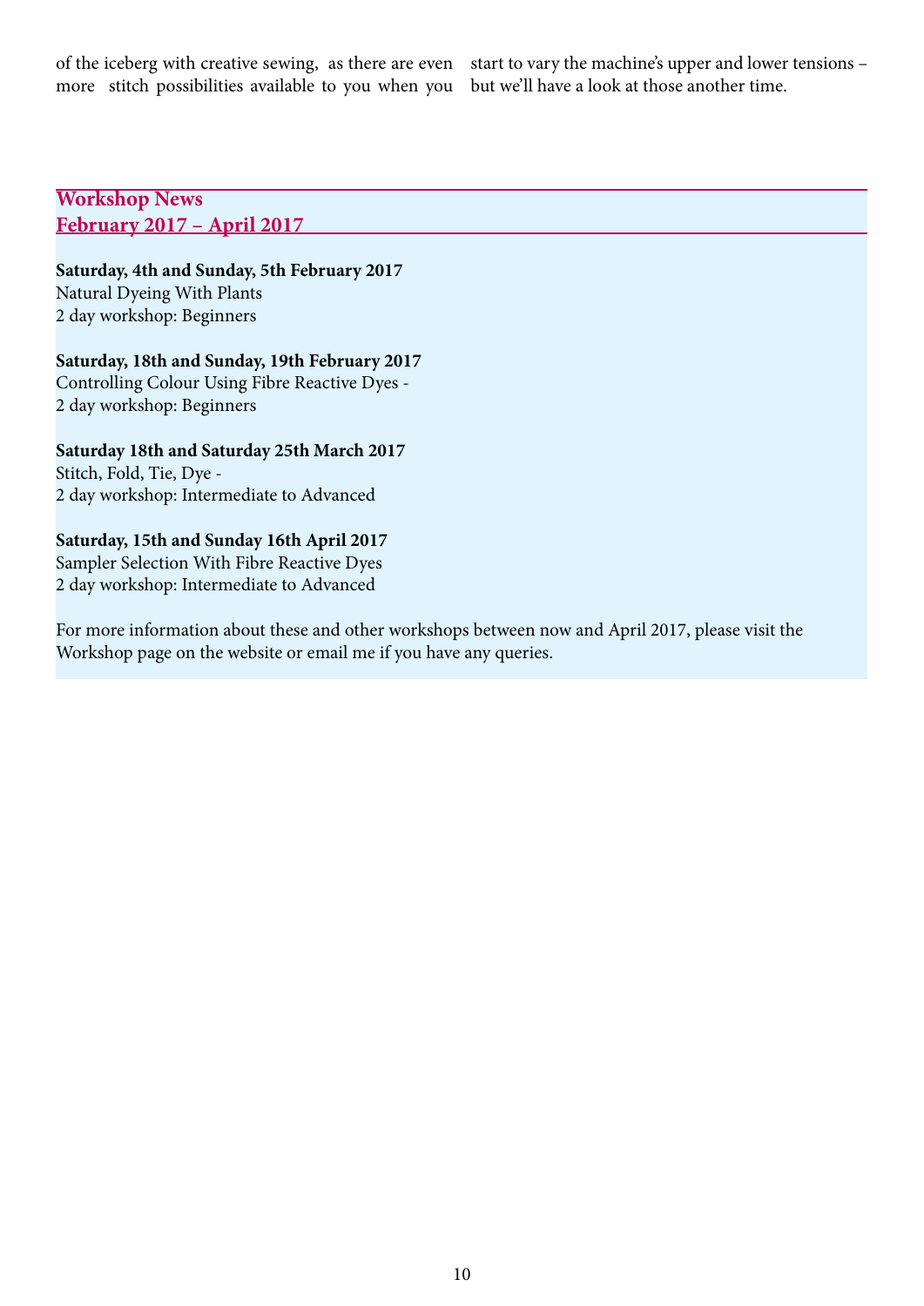of the iceberg with creative sewing, as there are even more stitch possibilities available to you when you start to vary the machine's upper and lower tensions – but we'll have a look at those another time.

## Workshop News
## February 2017 – April 2017

**Saturday, 4th and Sunday, 5th February 2017**
Natural Dyeing With Plants
2 day workshop: Beginners

**Saturday, 18th and Sunday, 19th February 2017**
Controlling Colour Using Fibre Reactive Dyes -
2 day workshop: Beginners

**Saturday 18th and Saturday 25th March 2017**
Stitch, Fold, Tie, Dye -
2 day workshop: Intermediate to Advanced

**Saturday, 15th and Sunday 16th April 2017**
Sampler Selection With Fibre Reactive Dyes
2 day workshop: Intermediate to Advanced

For more information about these and other workshops between now and April 2017, please visit the Workshop page on the website or email me if you have any queries.